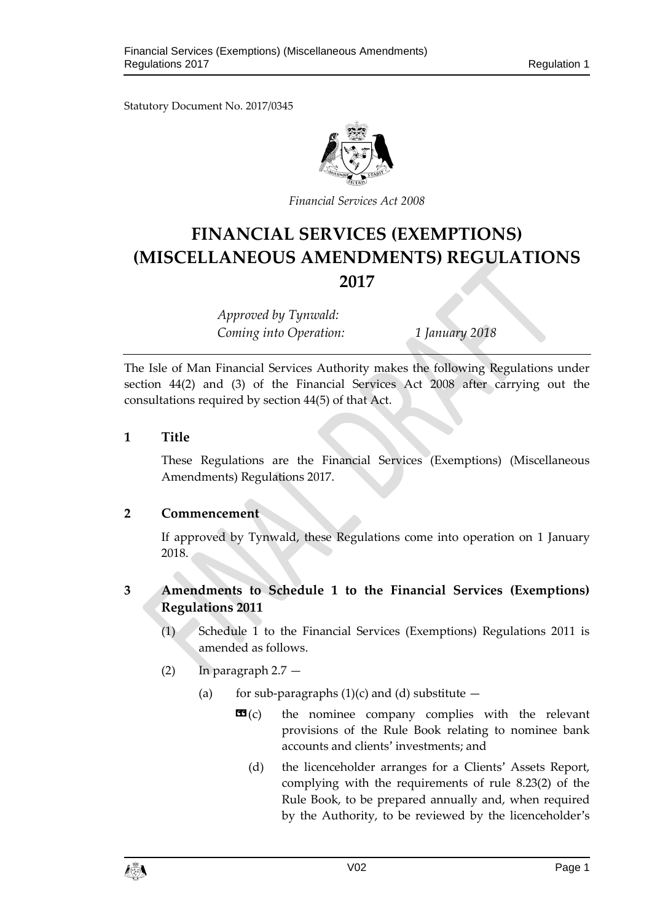Statutory Document No. 2017/0345

*Financial Services Act 2008*

# FINANCIAL SERVICES (EXEMPTIONS) (MISCELLANEOUS AMENDMENTS) REGULATIONS 2017

*Approved by Tynwald:*
*Coming into Operation: 1 January 2018*

The Isle of Man Financial Services Authority makes the following Regulations under section 44(2) and (3) of the Financial Services Act 2008 after carrying out the consultations required by section 44(5) of that Act.

## 1 Title

These Regulations are the Financial Services (Exemptions) (Miscellaneous Amendments) Regulations 2017.

## 2 Commencement

If approved by Tynwald, these Regulations come into operation on 1 January 2018.

## 3 Amendments to Schedule 1 to the Financial Services (Exemptions) Regulations 2011

(1) Schedule 1 to the Financial Services (Exemptions) Regulations 2011 is amended as follows.

(2) In paragraph 2.7 —

(a) for sub-paragraphs (1)(c) and (d) substitute —

«(c) the nominee company complies with the relevant provisions of the Rule Book relating to nominee bank accounts and clients' investments; and

(d) the licenceholder arranges for a Clients' Assets Report, complying with the requirements of rule 8.23(2) of the Rule Book, to be prepared annually and, when required by the Authority, to be reviewed by the licenceholder's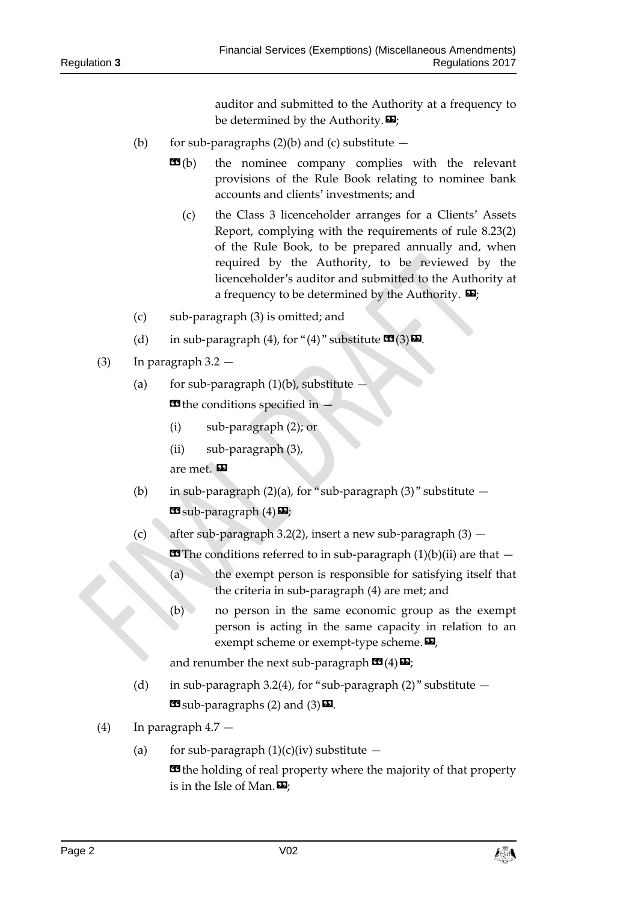auditor and submitted to the Authority at a frequency to be determined by the Authority.»;

(b) for sub-paragraphs (2)(b) and (c) substitute —

«(b) the nominee company complies with the relevant provisions of the Rule Book relating to nominee bank accounts and clients' investments; and

(c) the Class 3 licenceholder arranges for a Clients' Assets Report, complying with the requirements of rule 8.23(2) of the Rule Book, to be prepared annually and, when required by the Authority, to be reviewed by the licenceholder's auditor and submitted to the Authority at a frequency to be determined by the Authority. »;

(c) sub-paragraph (3) is omitted; and

(d) in sub-paragraph (4), for "(4)" substitute «(3)».

(3) In paragraph 3.2 —

(a) for sub-paragraph (1)(b), substitute —

«the conditions specified in —

(i) sub-paragraph (2); or

(ii) sub-paragraph (3),

are met. »

(b) in sub-paragraph (2)(a), for "sub-paragraph (3)" substitute — «sub-paragraph (4)»;

(c) after sub-paragraph 3.2(2), insert a new sub-paragraph (3) —

«The conditions referred to in sub-paragraph (1)(b)(ii) are that —

(a) the exempt person is responsible for satisfying itself that the criteria in sub-paragraph (4) are met; and

(b) no person in the same economic group as the exempt person is acting in the same capacity in relation to an exempt scheme or exempt-type scheme.»,

and renumber the next sub-paragraph «(4)»;

(d) in sub-paragraph 3.2(4), for "sub-paragraph (2)" substitute — «sub-paragraphs (2) and (3)».

(4) In paragraph 4.7 —

(a) for sub-paragraph (1)(c)(iv) substitute —

«the holding of real property where the majority of that property is in the Isle of Man.»;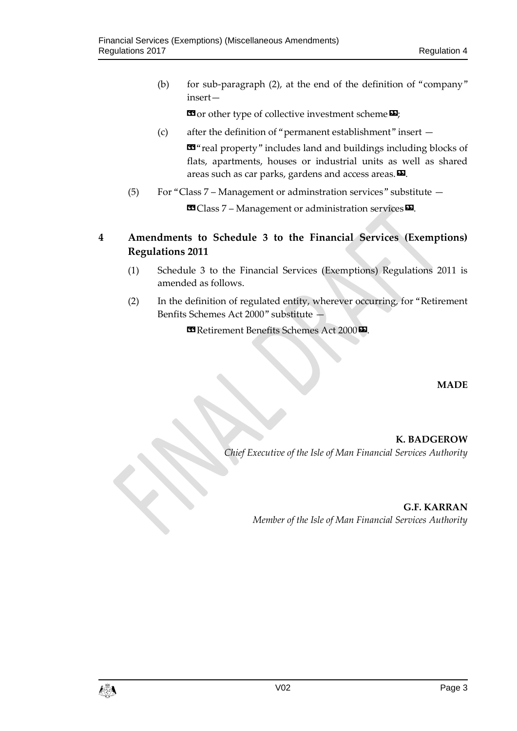(b) for sub-paragraph (2), at the end of the definition of "company" insert—

«or other type of collective investment scheme»;

(c) after the definition of "permanent establishment" insert —

«"real property" includes land and buildings including blocks of flats, apartments, houses or industrial units as well as shared areas such as car parks, gardens and access areas.».

(5) For "Class 7 – Management or adminstration services" substitute —

«Class 7 – Management or administration services».

## 4 Amendments to Schedule 3 to the Financial Services (Exemptions) Regulations 2011

(1) Schedule 3 to the Financial Services (Exemptions) Regulations 2011 is amended as follows.

(2) In the definition of regulated entity, wherever occurring, for "Retirement Benfits Schemes Act 2000" substitute —

«Retirement Benefits Schemes Act 2000».

**MADE**

**K. BADGEROW**
*Chief Executive of the Isle of Man Financial Services Authority*

**G.F. KARRAN**
*Member of the Isle of Man Financial Services Authority*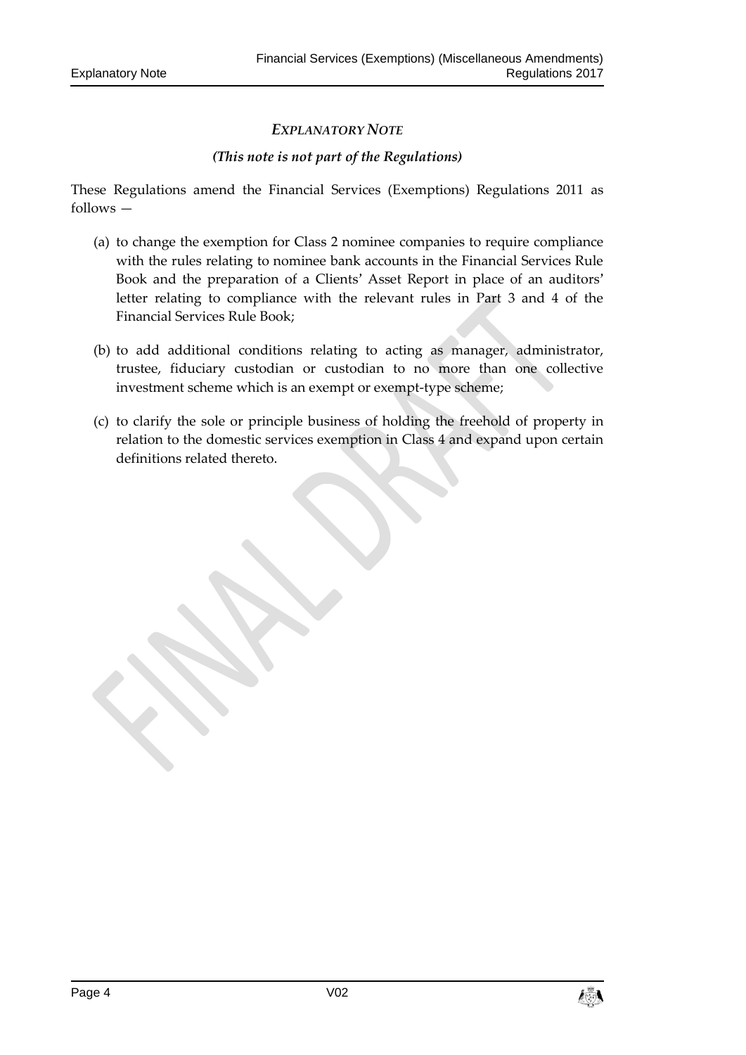## *EXPLANATORY NOTE*

***(This note is not part of the Regulations)***

These Regulations amend the Financial Services (Exemptions) Regulations 2011 as follows —

(a) to change the exemption for Class 2 nominee companies to require compliance with the rules relating to nominee bank accounts in the Financial Services Rule Book and the preparation of a Clients' Asset Report in place of an auditors' letter relating to compliance with the relevant rules in Part 3 and 4 of the Financial Services Rule Book;

(b) to add additional conditions relating to acting as manager, administrator, trustee, fiduciary custodian or custodian to no more than one collective investment scheme which is an exempt or exempt-type scheme;

(c) to clarify the sole or principle business of holding the freehold of property in relation to the domestic services exemption in Class 4 and expand upon certain definitions related thereto.